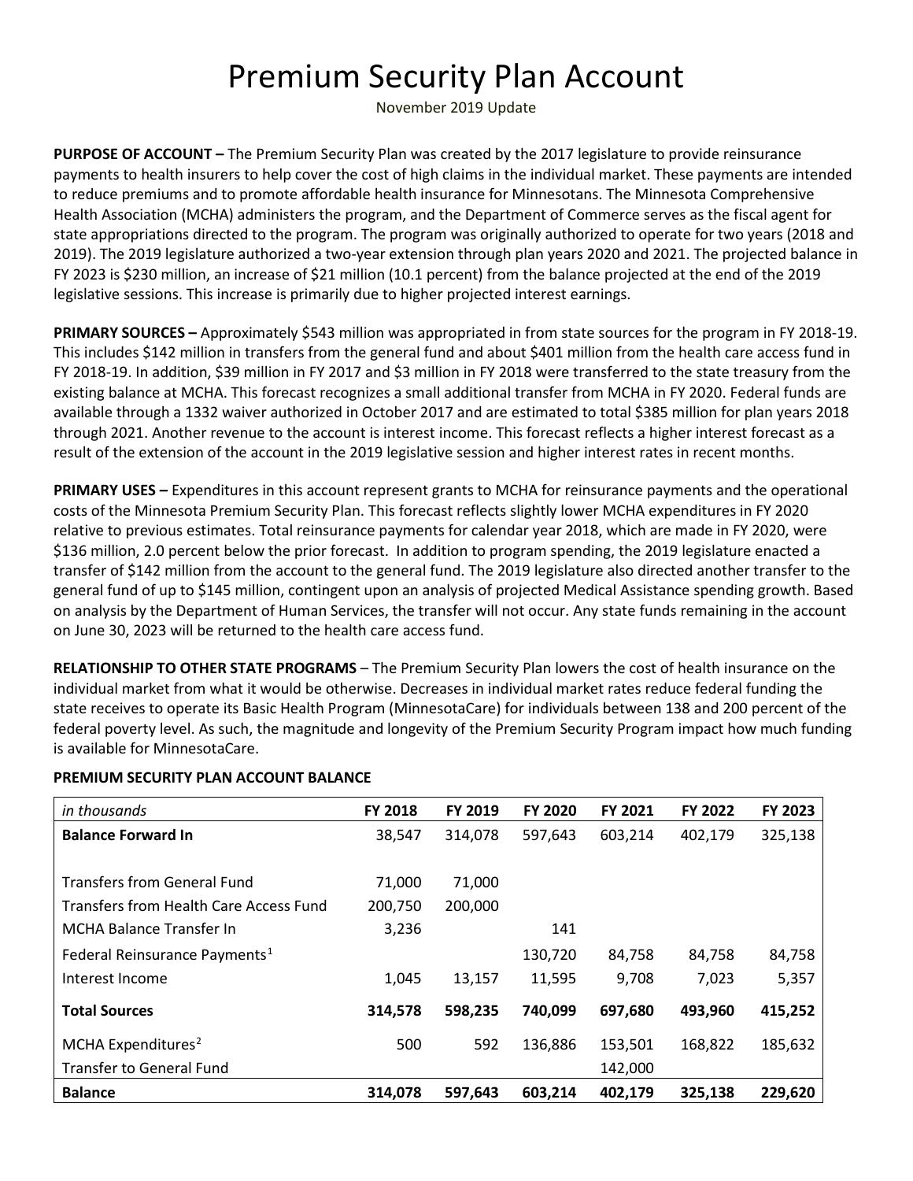# Premium Security Plan Account

November 2019 Update

**PURPOSE OF ACCOUNT –** The Premium Security Plan was created by the 2017 legislature to provide reinsurance payments to health insurers to help cover the cost of high claims in the individual market. These payments are intended to reduce premiums and to promote affordable health insurance for Minnesotans. The Minnesota Comprehensive Health Association (MCHA) administers the program, and the Department of Commerce serves as the fiscal agent for state appropriations directed to the program. The program was originally authorized to operate for two years (2018 and 2019). The 2019 legislature authorized a two-year extension through plan years 2020 and 2021. The projected balance in FY 2023 is $230 million, an increase of $21 million (10.1 percent) from the balance projected at the end of the 2019 legislative sessions. This increase is primarily due to higher projected interest earnings.

**PRIMARY SOURCES –** Approximately $543 million was appropriated in from state sources for the program in FY 2018-19. This includes $142 million in transfers from the general fund and about $401 million from the health care access fund in FY 2018-19. In addition, $39 million in FY 2017 and $3 million in FY 2018 were transferred to the state treasury from the existing balance at MCHA. This forecast recognizes a small additional transfer from MCHA in FY 2020. Federal funds are available through a 1332 waiver authorized in October 2017 and are estimated to total $385 million for plan years 2018 through 2021. Another revenue to the account is interest income. This forecast reflects a higher interest forecast as a result of the extension of the account in the 2019 legislative session and higher interest rates in recent months.

**PRIMARY USES –** Expenditures in this account represent grants to MCHA for reinsurance payments and the operational costs of the Minnesota Premium Security Plan. This forecast reflects slightly lower MCHA expenditures in FY 2020 relative to previous estimates. Total reinsurance payments for calendar year 2018, which are made in FY 2020, were $136 million, 2.0 percent below the prior forecast. In addition to program spending, the 2019 legislature enacted a transfer of $142 million from the account to the general fund. The 2019 legislature also directed another transfer to the general fund of up to $145 million, contingent upon an analysis of projected Medical Assistance spending growth. Based on analysis by the Department of Human Services, the transfer will not occur. Any state funds remaining in the account on June 30, 2023 will be returned to the health care access fund.

**RELATIONSHIP TO OTHER STATE PROGRAMS** – The Premium Security Plan lowers the cost of health insurance on the individual market from what it would be otherwise. Decreases in individual market rates reduce federal funding the state receives to operate its Basic Health Program (MinnesotaCare) for individuals between 138 and 200 percent of the federal poverty level. As such, the magnitude and longevity of the Premium Security Program impact how much funding is available for MinnesotaCare.

**PREMIUM SECURITY PLAN ACCOUNT BALANCE**

| *in thousands* | FY 2018 | FY 2019 | FY 2020 | FY 2021 | FY 2022 | FY 2023 |
|---|---|---|---|---|---|---|
| **Balance Forward In** | 38,547 | 314,078 | 597,643 | 603,214 | 402,179 | 325,138 |
| Transfers from General Fund | 71,000 | 71,000 | | | | |
| Transfers from Health Care Access Fund | 200,750 | 200,000 | | | | |
| MCHA Balance Transfer In | 3,236 | | 141 | | | |
| Federal Reinsurance Payments[1] | | | 130,720 | 84,758 | 84,758 | 84,758 |
| Interest Income | 1,045 | 13,157 | 11,595 | 9,708 | 7,023 | 5,357 |
| **Total Sources** | **314,578** | **598,235** | **740,099** | **697,680** | **493,960** | **415,252** |
| MCHA Expenditures[2] | 500 | 592 | 136,886 | 153,501 | 168,822 | 185,632 |
| Transfer to General Fund | | | | 142,000 | | |
| **Balance** | **314,078** | **597,643** | **603,214** | **402,179** | **325,138** | **229,620** |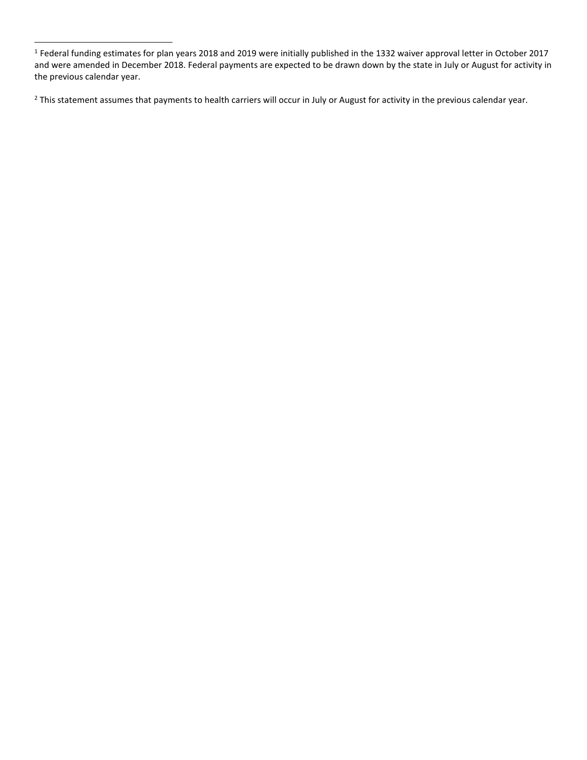[1] Federal funding estimates for plan years 2018 and 2019 were initially published in the 1332 waiver approval letter in October 2017 and were amended in December 2018. Federal payments are expected to be drawn down by the state in July or August for activity in the previous calendar year.

[2] This statement assumes that payments to health carriers will occur in July or August for activity in the previous calendar year.